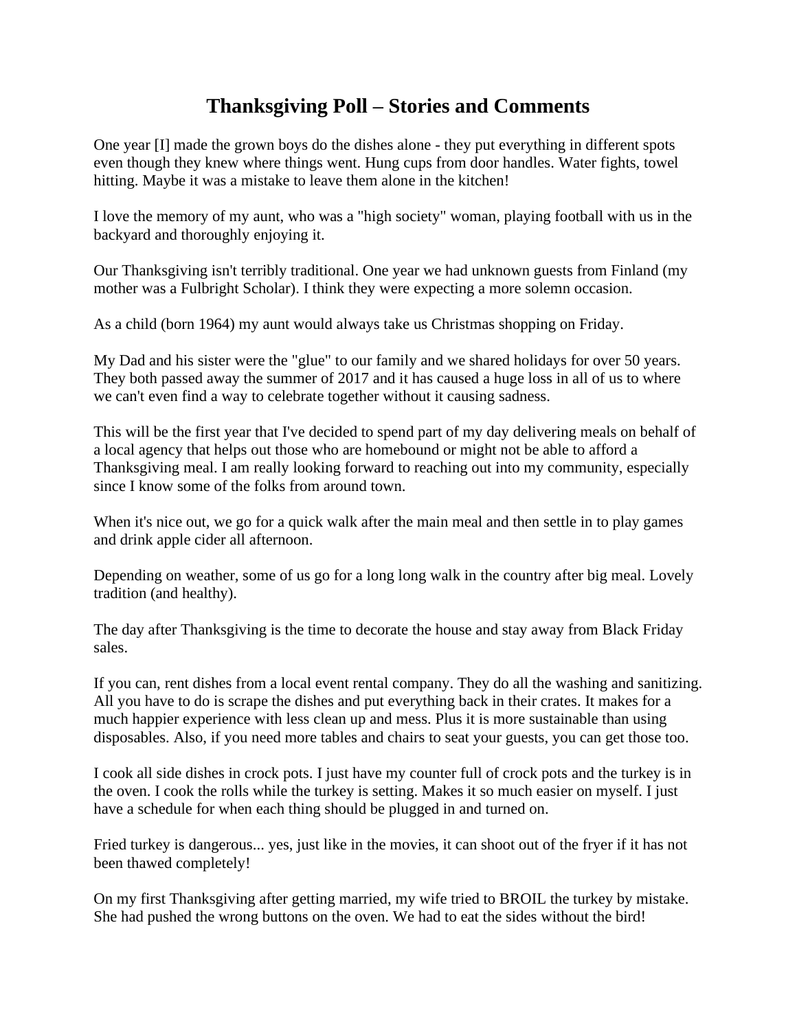# Thanksgiving Poll – Stories and Comments

One year [I] made the grown boys do the dishes alone - they put everything in different spots even though they knew where things went. Hung cups from door handles. Water fights, towel hitting. Maybe it was a mistake to leave them alone in the kitchen!

I love the memory of my aunt, who was a "high society" woman, playing football with us in the backyard and thoroughly enjoying it.

Our Thanksgiving isn't terribly traditional. One year we had unknown guests from Finland (my mother was a Fulbright Scholar). I think they were expecting a more solemn occasion.

As a child (born 1964) my aunt would always take us Christmas shopping on Friday.

My Dad and his sister were the "glue" to our family and we shared holidays for over 50 years. They both passed away the summer of 2017 and it has caused a huge loss in all of us to where we can't even find a way to celebrate together without it causing sadness.

This will be the first year that I've decided to spend part of my day delivering meals on behalf of a local agency that helps out those who are homebound or might not be able to afford a Thanksgiving meal. I am really looking forward to reaching out into my community, especially since I know some of the folks from around town.

When it's nice out, we go for a quick walk after the main meal and then settle in to play games and drink apple cider all afternoon.

Depending on weather, some of us go for a long long walk in the country after big meal. Lovely tradition (and healthy).

The day after Thanksgiving is the time to decorate the house and stay away from Black Friday sales.

If you can, rent dishes from a local event rental company. They do all the washing and sanitizing. All you have to do is scrape the dishes and put everything back in their crates. It makes for a much happier experience with less clean up and mess. Plus it is more sustainable than using disposables. Also, if you need more tables and chairs to seat your guests, you can get those too.

I cook all side dishes in crock pots. I just have my counter full of crock pots and the turkey is in the oven. I cook the rolls while the turkey is setting. Makes it so much easier on myself. I just have a schedule for when each thing should be plugged in and turned on.

Fried turkey is dangerous... yes, just like in the movies, it can shoot out of the fryer if it has not been thawed completely!

On my first Thanksgiving after getting married, my wife tried to BROIL the turkey by mistake. She had pushed the wrong buttons on the oven. We had to eat the sides without the bird!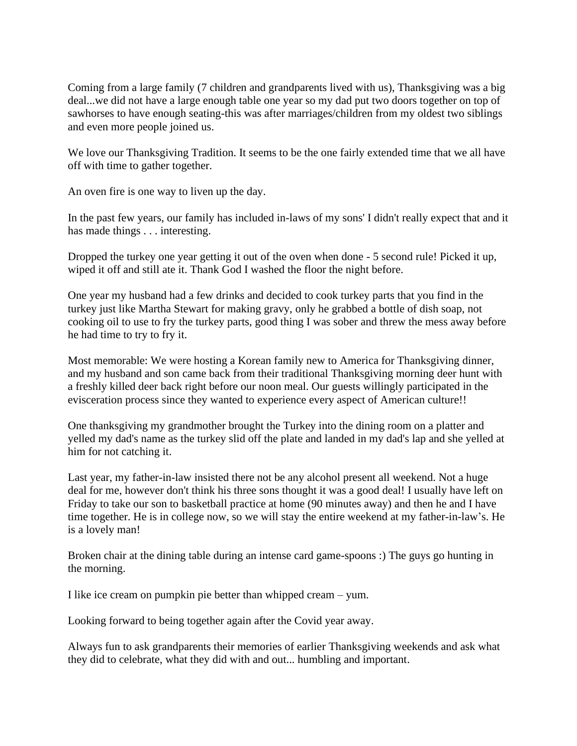Coming from a large family (7 children and grandparents lived with us), Thanksgiving was a big deal...we did not have a large enough table one year so my dad put two doors together on top of sawhorses to have enough seating-this was after marriages/children from my oldest two siblings and even more people joined us.

We love our Thanksgiving Tradition. It seems to be the one fairly extended time that we all have off with time to gather together.

An oven fire is one way to liven up the day.

In the past few years, our family has included in-laws of my sons' I didn't really expect that and it has made things . . . interesting.

Dropped the turkey one year getting it out of the oven when done - 5 second rule! Picked it up, wiped it off and still ate it. Thank God I washed the floor the night before.

One year my husband had a few drinks and decided to cook turkey parts that you find in the turkey just like Martha Stewart for making gravy, only he grabbed a bottle of dish soap, not cooking oil to use to fry the turkey parts, good thing I was sober and threw the mess away before he had time to try to fry it.

Most memorable: We were hosting a Korean family new to America for Thanksgiving dinner, and my husband and son came back from their traditional Thanksgiving morning deer hunt with a freshly killed deer back right before our noon meal. Our guests willingly participated in the evisceration process since they wanted to experience every aspect of American culture!!

One thanksgiving my grandmother brought the Turkey into the dining room on a platter and yelled my dad's name as the turkey slid off the plate and landed in my dad's lap and she yelled at him for not catching it.

Last year, my father-in-law insisted there not be any alcohol present all weekend. Not a huge deal for me, however don't think his three sons thought it was a good deal! I usually have left on Friday to take our son to basketball practice at home (90 minutes away) and then he and I have time together. He is in college now, so we will stay the entire weekend at my father-in-law's. He is a lovely man!

Broken chair at the dining table during an intense card game-spoons :) The guys go hunting in the morning.

I like ice cream on pumpkin pie better than whipped cream – yum.

Looking forward to being together again after the Covid year away.

Always fun to ask grandparents their memories of earlier Thanksgiving weekends and ask what they did to celebrate, what they did with and out... humbling and important.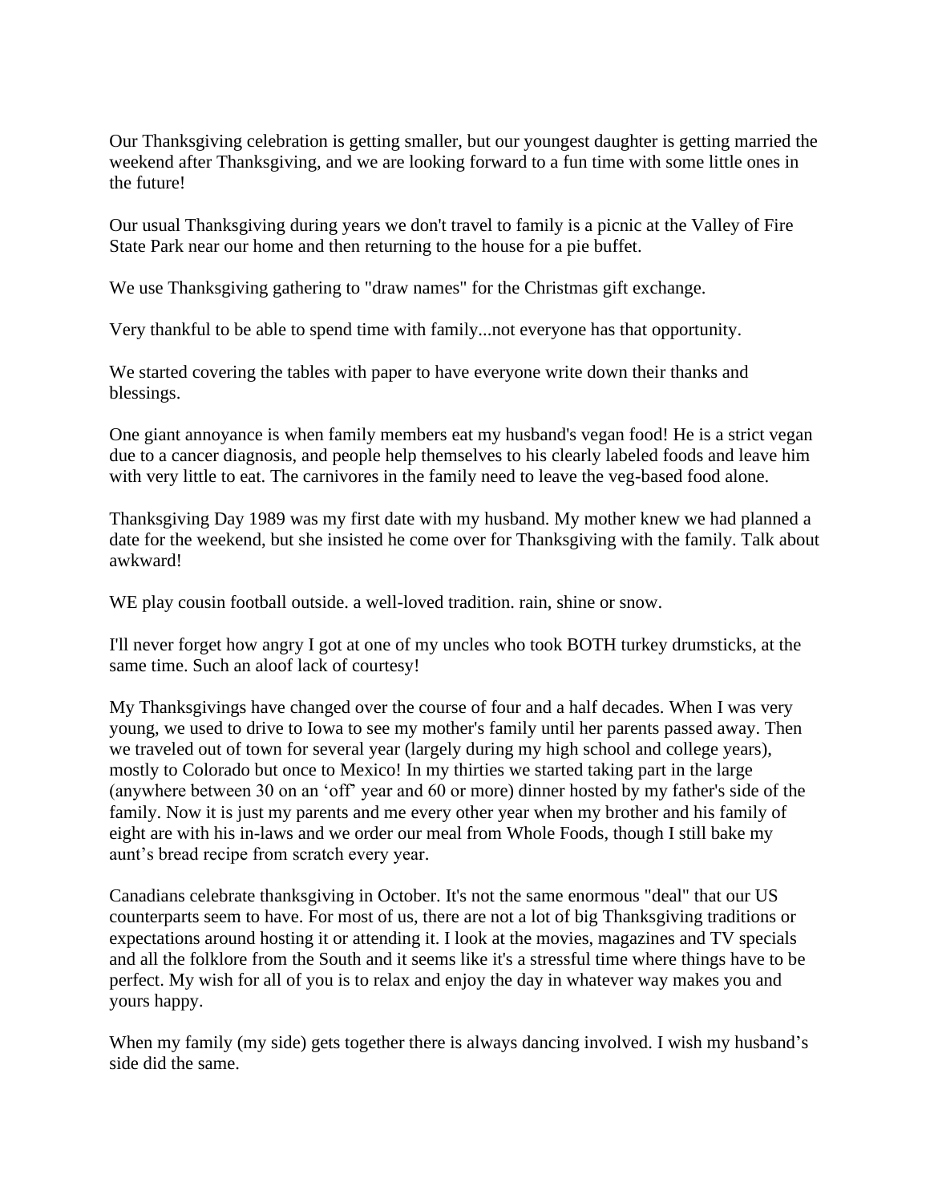Our Thanksgiving celebration is getting smaller, but our youngest daughter is getting married the weekend after Thanksgiving, and we are looking forward to a fun time with some little ones in the future!

Our usual Thanksgiving during years we don't travel to family is a picnic at the Valley of Fire State Park near our home and then returning to the house for a pie buffet.

We use Thanksgiving gathering to "draw names" for the Christmas gift exchange.

Very thankful to be able to spend time with family...not everyone has that opportunity.

We started covering the tables with paper to have everyone write down their thanks and blessings.

One giant annoyance is when family members eat my husband's vegan food! He is a strict vegan due to a cancer diagnosis, and people help themselves to his clearly labeled foods and leave him with very little to eat. The carnivores in the family need to leave the veg-based food alone.

Thanksgiving Day 1989 was my first date with my husband. My mother knew we had planned a date for the weekend, but she insisted he come over for Thanksgiving with the family. Talk about awkward!

WE play cousin football outside. a well-loved tradition. rain, shine or snow.

I'll never forget how angry I got at one of my uncles who took BOTH turkey drumsticks, at the same time. Such an aloof lack of courtesy!

My Thanksgivings have changed over the course of four and a half decades. When I was very young, we used to drive to Iowa to see my mother's family until her parents passed away. Then we traveled out of town for several year (largely during my high school and college years), mostly to Colorado but once to Mexico! In my thirties we started taking part in the large (anywhere between 30 on an ‘off’ year and 60 or more) dinner hosted by my father's side of the family. Now it is just my parents and me every other year when my brother and his family of eight are with his in-laws and we order our meal from Whole Foods, though I still bake my aunt’s bread recipe from scratch every year.

Canadians celebrate thanksgiving in October. It's not the same enormous "deal" that our US counterparts seem to have. For most of us, there are not a lot of big Thanksgiving traditions or expectations around hosting it or attending it. I look at the movies, magazines and TV specials and all the folklore from the South and it seems like it's a stressful time where things have to be perfect. My wish for all of you is to relax and enjoy the day in whatever way makes you and yours happy.

When my family (my side) gets together there is always dancing involved. I wish my husband’s side did the same.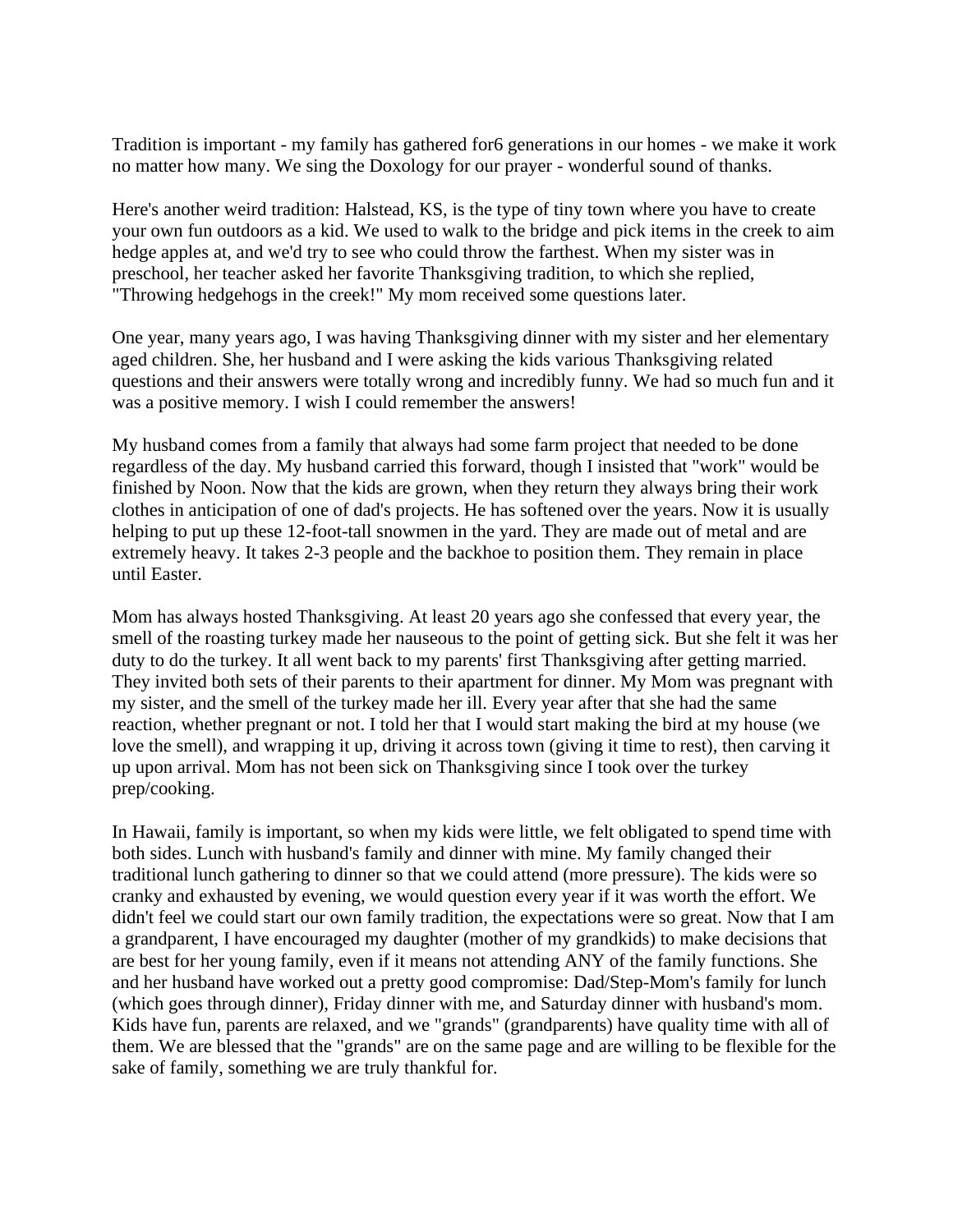Tradition is important - my family has gathered for6 generations in our homes - we make it work no matter how many. We sing the Doxology for our prayer - wonderful sound of thanks.

Here's another weird tradition: Halstead, KS, is the type of tiny town where you have to create your own fun outdoors as a kid. We used to walk to the bridge and pick items in the creek to aim hedge apples at, and we'd try to see who could throw the farthest. When my sister was in preschool, her teacher asked her favorite Thanksgiving tradition, to which she replied, "Throwing hedgehogs in the creek!" My mom received some questions later.

One year, many years ago, I was having Thanksgiving dinner with my sister and her elementary aged children. She, her husband and I were asking the kids various Thanksgiving related questions and their answers were totally wrong and incredibly funny. We had so much fun and it was a positive memory. I wish I could remember the answers!

My husband comes from a family that always had some farm project that needed to be done regardless of the day. My husband carried this forward, though I insisted that "work" would be finished by Noon. Now that the kids are grown, when they return they always bring their work clothes in anticipation of one of dad's projects. He has softened over the years. Now it is usually helping to put up these 12-foot-tall snowmen in the yard. They are made out of metal and are extremely heavy. It takes 2-3 people and the backhoe to position them. They remain in place until Easter.

Mom has always hosted Thanksgiving. At least 20 years ago she confessed that every year, the smell of the roasting turkey made her nauseous to the point of getting sick. But she felt it was her duty to do the turkey. It all went back to my parents' first Thanksgiving after getting married. They invited both sets of their parents to their apartment for dinner. My Mom was pregnant with my sister, and the smell of the turkey made her ill. Every year after that she had the same reaction, whether pregnant or not. I told her that I would start making the bird at my house (we love the smell), and wrapping it up, driving it across town (giving it time to rest), then carving it up upon arrival. Mom has not been sick on Thanksgiving since I took over the turkey prep/cooking.

In Hawaii, family is important, so when my kids were little, we felt obligated to spend time with both sides. Lunch with husband's family and dinner with mine. My family changed their traditional lunch gathering to dinner so that we could attend (more pressure). The kids were so cranky and exhausted by evening, we would question every year if it was worth the effort. We didn't feel we could start our own family tradition, the expectations were so great. Now that I am a grandparent, I have encouraged my daughter (mother of my grandkids) to make decisions that are best for her young family, even if it means not attending ANY of the family functions. She and her husband have worked out a pretty good compromise: Dad/Step-Mom's family for lunch (which goes through dinner), Friday dinner with me, and Saturday dinner with husband's mom. Kids have fun, parents are relaxed, and we "grands" (grandparents) have quality time with all of them. We are blessed that the "grands" are on the same page and are willing to be flexible for the sake of family, something we are truly thankful for.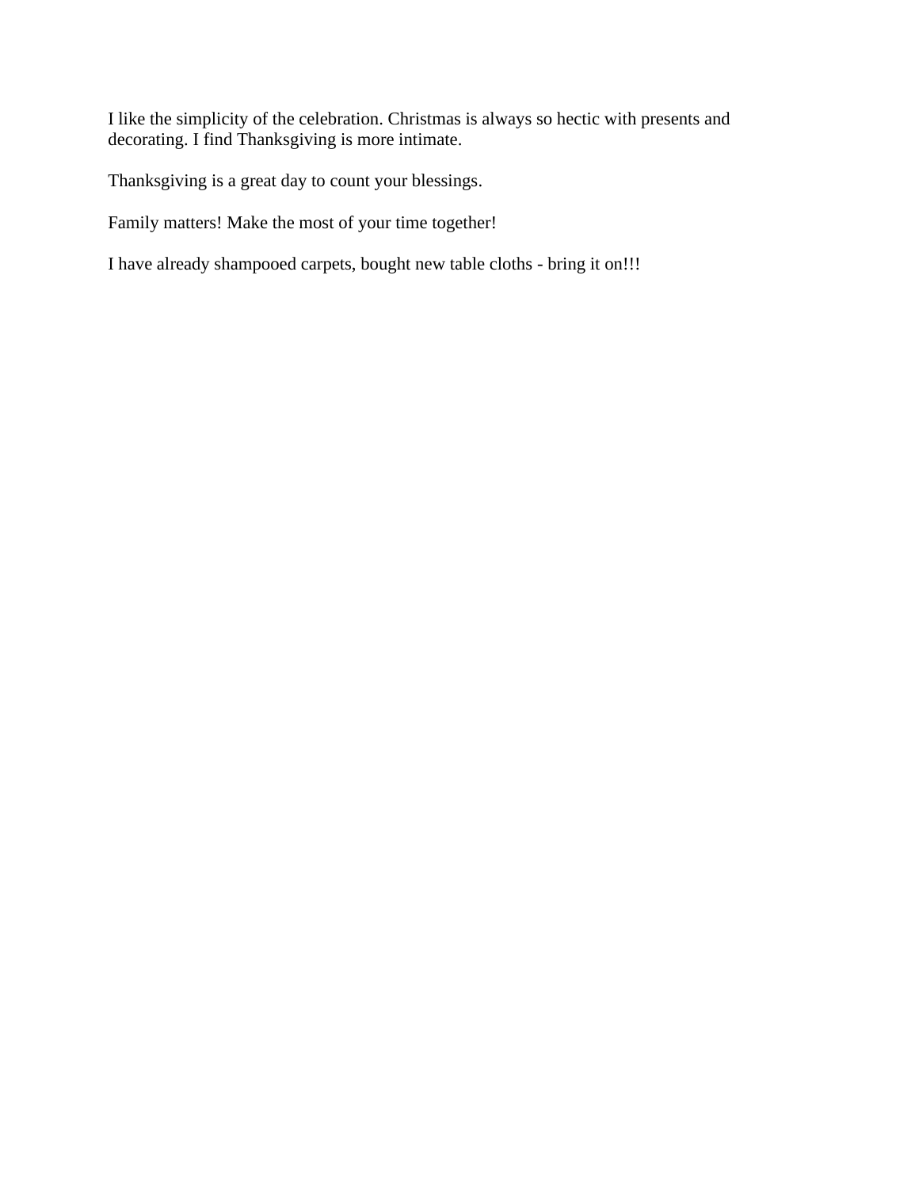I like the simplicity of the celebration. Christmas is always so hectic with presents and decorating. I find Thanksgiving is more intimate.

Thanksgiving is a great day to count your blessings.

Family matters! Make the most of your time together!

I have already shampooed carpets, bought new table cloths - bring it on!!!